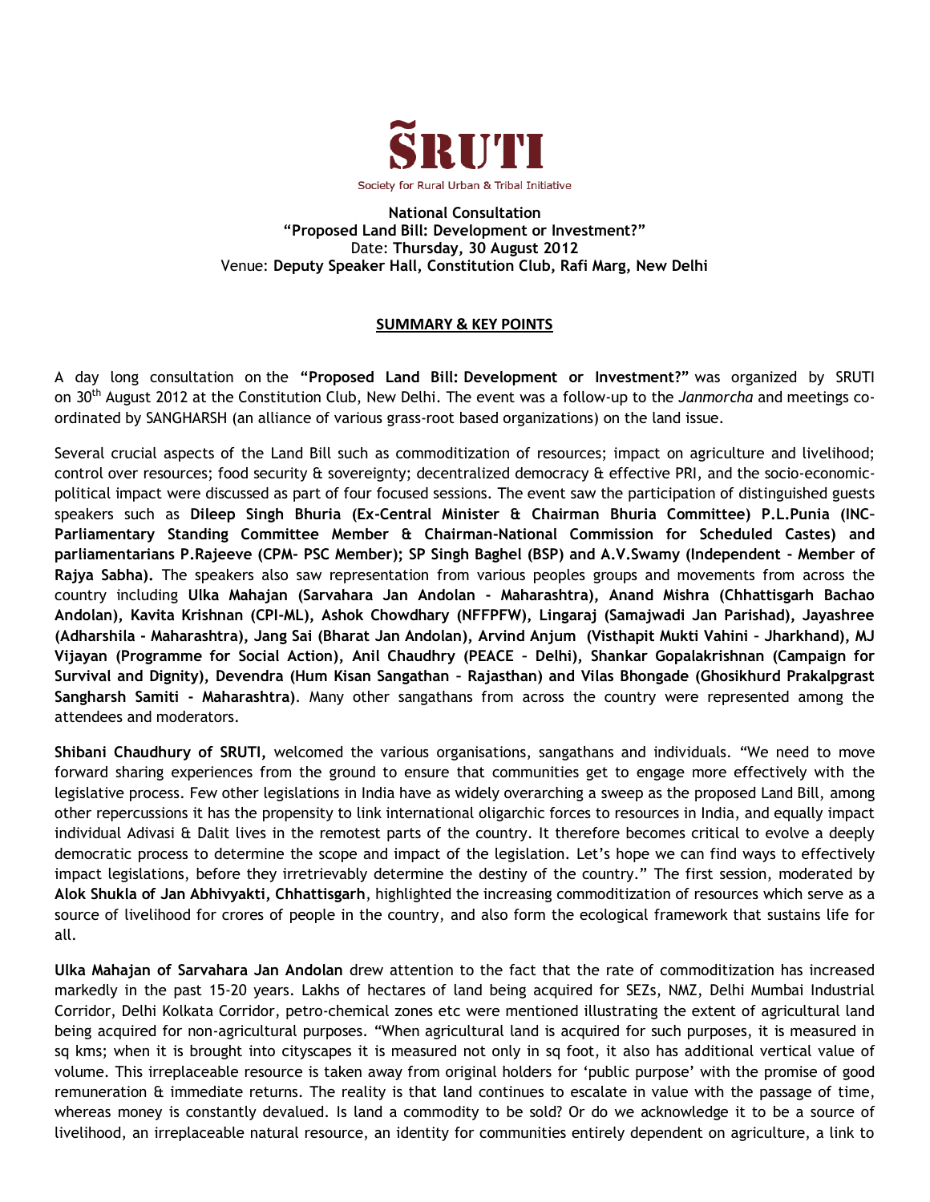# ŠRUTI

Society for Rural Urban & Tribal Initiative

**National Consultation**
**"Proposed Land Bill: Development or Investment?"**
Date: **Thursday, 30 August 2012**
Venue: **Deputy Speaker Hall, Constitution Club, Rafi Marg, New Delhi**

## SUMMARY & KEY POINTS

A day long consultation on the **"Proposed Land Bill: Development or Investment?"** was organized by SRUTI on 30th August 2012 at the Constitution Club, New Delhi. The event was a follow-up to the *Janmorcha* and meetings co-ordinated by SANGHARSH (an alliance of various grass-root based organizations) on the land issue.

Several crucial aspects of the Land Bill such as commoditization of resources; impact on agriculture and livelihood; control over resources; food security & sovereignty; decentralized democracy & effective PRI, and the socio-economic-political impact were discussed as part of four focused sessions. The event saw the participation of distinguished guests speakers such as **Dileep Singh Bhuria (Ex-Central Minister & Chairman Bhuria Committee) P.L.Punia (INC-Parliamentary Standing Committee Member & Chairman-National Commission for Scheduled Castes) and parliamentarians P.Rajeeve (CPM- PSC Member); SP Singh Baghel (BSP) and A.V.Swamy (Independent - Member of Rajya Sabha).** The speakers also saw representation from various peoples groups and movements from across the country including **Ulka Mahajan (Sarvahara Jan Andolan - Maharashtra), Anand Mishra (Chhattisgarh Bachao Andolan), Kavita Krishnan (CPI-ML), Ashok Chowdhary (NFFPFW), Lingaraj (Samajwadi Jan Parishad), Jayashree (Adharshila - Maharashtra), Jang Sai (Bharat Jan Andolan), Arvind Anjum (Visthapit Mukti Vahini – Jharkhand), MJ Vijayan (Programme for Social Action), Anil Chaudhry (PEACE – Delhi), Shankar Gopalakrishnan (Campaign for Survival and Dignity), Devendra (Hum Kisan Sangathan – Rajasthan) and Vilas Bhongade (Ghosikhurd Prakalpgrast Sangharsh Samiti - Maharashtra)**. Many other sangathans from across the country were represented among the attendees and moderators.

**Shibani Chaudhury of SRUTI,** welcomed the various organisations, sangathans and individuals. "We need to move forward sharing experiences from the ground to ensure that communities get to engage more effectively with the legislative process. Few other legislations in India have as widely overarching a sweep as the proposed Land Bill, among other repercussions it has the propensity to link international oligarchic forces to resources in India, and equally impact individual Adivasi & Dalit lives in the remotest parts of the country. It therefore becomes critical to evolve a deeply democratic process to determine the scope and impact of the legislation. Let's hope we can find ways to effectively impact legislations, before they irretrievably determine the destiny of the country." The first session, moderated by **Alok Shukla of Jan Abhivyakti, Chhattisgarh**, highlighted the increasing commoditization of resources which serve as a source of livelihood for crores of people in the country, and also form the ecological framework that sustains life for all.

**Ulka Mahajan of Sarvahara Jan Andolan** drew attention to the fact that the rate of commoditization has increased markedly in the past 15-20 years. Lakhs of hectares of land being acquired for SEZs, NMZ, Delhi Mumbai Industrial Corridor, Delhi Kolkata Corridor, petro-chemical zones etc were mentioned illustrating the extent of agricultural land being acquired for non-agricultural purposes. "When agricultural land is acquired for such purposes, it is measured in sq kms; when it is brought into cityscapes it is measured not only in sq foot, it also has additional vertical value of volume. This irreplaceable resource is taken away from original holders for 'public purpose' with the promise of good remuneration & immediate returns. The reality is that land continues to escalate in value with the passage of time, whereas money is constantly devalued. Is land a commodity to be sold? Or do we acknowledge it to be a source of livelihood, an irreplaceable natural resource, an identity for communities entirely dependent on agriculture, a link to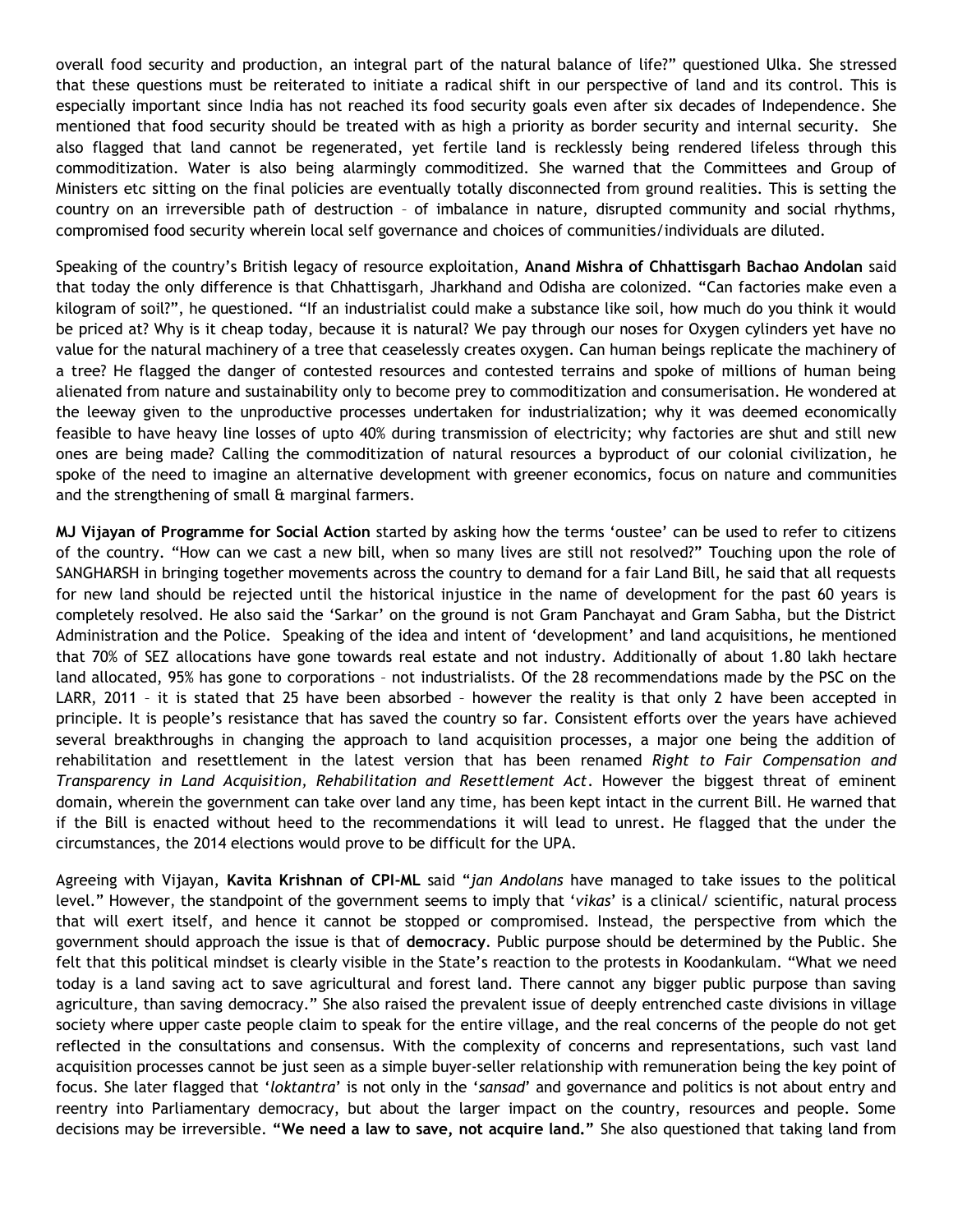overall food security and production, an integral part of the natural balance of life?" questioned Ulka. She stressed that these questions must be reiterated to initiate a radical shift in our perspective of land and its control. This is especially important since India has not reached its food security goals even after six decades of Independence. She mentioned that food security should be treated with as high a priority as border security and internal security. She also flagged that land cannot be regenerated, yet fertile land is recklessly being rendered lifeless through this commoditization. Water is also being alarmingly commoditized. She warned that the Committees and Group of Ministers etc sitting on the final policies are eventually totally disconnected from ground realities. This is setting the country on an irreversible path of destruction – of imbalance in nature, disrupted community and social rhythms, compromised food security wherein local self governance and choices of communities/individuals are diluted.

Speaking of the country's British legacy of resource exploitation, **Anand Mishra of Chhattisgarh Bachao Andolan** said that today the only difference is that Chhattisgarh, Jharkhand and Odisha are colonized. "Can factories make even a kilogram of soil?", he questioned. "If an industrialist could make a substance like soil, how much do you think it would be priced at? Why is it cheap today, because it is natural? We pay through our noses for Oxygen cylinders yet have no value for the natural machinery of a tree that ceaselessly creates oxygen. Can human beings replicate the machinery of a tree? He flagged the danger of contested resources and contested terrains and spoke of millions of human being alienated from nature and sustainability only to become prey to commoditization and consumerisation. He wondered at the leeway given to the unproductive processes undertaken for industrialization; why it was deemed economically feasible to have heavy line losses of upto 40% during transmission of electricity; why factories are shut and still new ones are being made? Calling the commoditization of natural resources a byproduct of our colonial civilization, he spoke of the need to imagine an alternative development with greener economics, focus on nature and communities and the strengthening of small & marginal farmers.

**MJ Vijayan of Programme for Social Action** started by asking how the terms 'oustee' can be used to refer to citizens of the country. "How can we cast a new bill, when so many lives are still not resolved?" Touching upon the role of SANGHARSH in bringing together movements across the country to demand for a fair Land Bill, he said that all requests for new land should be rejected until the historical injustice in the name of development for the past 60 years is completely resolved. He also said the 'Sarkar' on the ground is not Gram Panchayat and Gram Sabha, but the District Administration and the Police. Speaking of the idea and intent of 'development' and land acquisitions, he mentioned that 70% of SEZ allocations have gone towards real estate and not industry. Additionally of about 1.80 lakh hectare land allocated, 95% has gone to corporations – not industrialists. Of the 28 recommendations made by the PSC on the LARR, 2011 – it is stated that 25 have been absorbed – however the reality is that only 2 have been accepted in principle. It is people's resistance that has saved the country so far. Consistent efforts over the years have achieved several breakthroughs in changing the approach to land acquisition processes, a major one being the addition of rehabilitation and resettlement in the latest version that has been renamed *Right to Fair Compensation and Transparency in Land Acquisition, Rehabilitation and Resettlement Act*. However the biggest threat of eminent domain, wherein the government can take over land any time, has been kept intact in the current Bill. He warned that if the Bill is enacted without heed to the recommendations it will lead to unrest. He flagged that the under the circumstances, the 2014 elections would prove to be difficult for the UPA.

Agreeing with Vijayan, **Kavita Krishnan of CPI-ML** said "*jan Andolans* have managed to take issues to the political level." However, the standpoint of the government seems to imply that '*vikas*' is a clinical/ scientific, natural process that will exert itself, and hence it cannot be stopped or compromised. Instead, the perspective from which the government should approach the issue is that of **democracy**. Public purpose should be determined by the Public. She felt that this political mindset is clearly visible in the State's reaction to the protests in Koodankulam. "What we need today is a land saving act to save agricultural and forest land. There cannot any bigger public purpose than saving agriculture, than saving democracy." She also raised the prevalent issue of deeply entrenched caste divisions in village society where upper caste people claim to speak for the entire village, and the real concerns of the people do not get reflected in the consultations and consensus. With the complexity of concerns and representations, such vast land acquisition processes cannot be just seen as a simple buyer-seller relationship with remuneration being the key point of focus. She later flagged that '*loktantra*' is not only in the '*sansad*' and governance and politics is not about entry and reentry into Parliamentary democracy, but about the larger impact on the country, resources and people. Some decisions may be irreversible. **"We need a law to save, not acquire land."** She also questioned that taking land from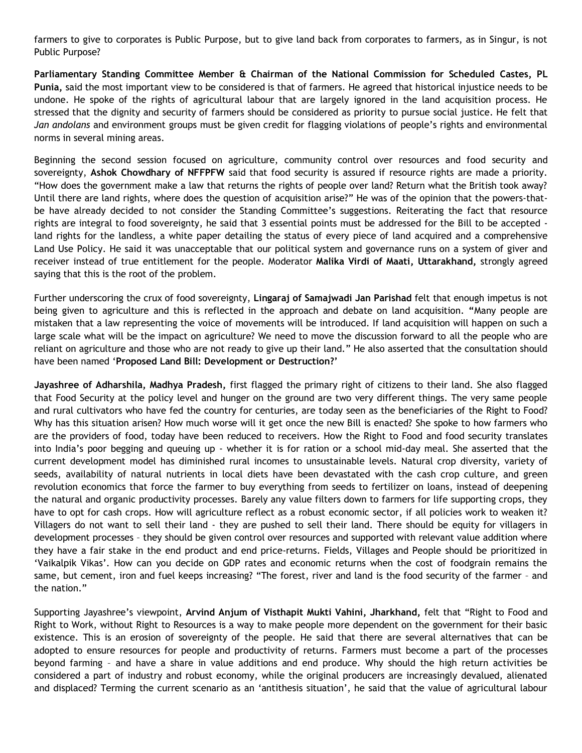farmers to give to corporates is Public Purpose, but to give land back from corporates to farmers, as in Singur, is not Public Purpose?

**Parliamentary Standing Committee Member & Chairman of the National Commission for Scheduled Castes, PL Punia,** said the most important view to be considered is that of farmers. He agreed that historical injustice needs to be undone. He spoke of the rights of agricultural labour that are largely ignored in the land acquisition process. He stressed that the dignity and security of farmers should be considered as priority to pursue social justice. He felt that *Jan andolans* and environment groups must be given credit for flagging violations of people's rights and environmental norms in several mining areas.

Beginning the second session focused on agriculture, community control over resources and food security and sovereignty, **Ashok Chowdhary of NFFPFW** said that food security is assured if resource rights are made a priority. "How does the government make a law that returns the rights of people over land? Return what the British took away? Until there are land rights, where does the question of acquisition arise?" He was of the opinion that the powers-that-be have already decided to not consider the Standing Committee's suggestions. Reiterating the fact that resource rights are integral to food sovereignty, he said that 3 essential points must be addressed for the Bill to be accepted - land rights for the landless, a white paper detailing the status of every piece of land acquired and a comprehensive Land Use Policy. He said it was unacceptable that our political system and governance runs on a system of giver and receiver instead of true entitlement for the people. Moderator **Malika Virdi of Maati, Uttarakhand,** strongly agreed saying that this is the root of the problem.

Further underscoring the crux of food sovereignty, **Lingaraj of Samajwadi Jan Parishad** felt that enough impetus is not being given to agriculture and this is reflected in the approach and debate on land acquisition. "Many people are mistaken that a law representing the voice of movements will be introduced. If land acquisition will happen on such a large scale what will be the impact on agriculture? We need to move the discussion forward to all the people who are reliant on agriculture and those who are not ready to give up their land." He also asserted that the consultation should have been named '**Proposed Land Bill: Development or Destruction?**'

**Jayashree of Adharshila, Madhya Pradesh,** first flagged the primary right of citizens to their land. She also flagged that Food Security at the policy level and hunger on the ground are two very different things. The very same people and rural cultivators who have fed the country for centuries, are today seen as the beneficiaries of the Right to Food? Why has this situation arisen? How much worse will it get once the new Bill is enacted? She spoke to how farmers who are the providers of food, today have been reduced to receivers. How the Right to Food and food security translates into India's poor begging and queuing up - whether it is for ration or a school mid-day meal. She asserted that the current development model has diminished rural incomes to unsustainable levels. Natural crop diversity, variety of seeds, availability of natural nutrients in local diets have been devastated with the cash crop culture, and green revolution economics that force the farmer to buy everything from seeds to fertilizer on loans, instead of deepening the natural and organic productivity processes. Barely any value filters down to farmers for life supporting crops, they have to opt for cash crops. How will agriculture reflect as a robust economic sector, if all policies work to weaken it? Villagers do not want to sell their land - they are pushed to sell their land. There should be equity for villagers in development processes – they should be given control over resources and supported with relevant value addition where they have a fair stake in the end product and end price-returns. Fields, Villages and People should be prioritized in 'Vaikalpik Vikas'. How can you decide on GDP rates and economic returns when the cost of foodgrain remains the same, but cement, iron and fuel keeps increasing? "The forest, river and land is the food security of the farmer – and the nation."

Supporting Jayashree's viewpoint, **Arvind Anjum of Visthapit Mukti Vahini, Jharkhand,** felt that "Right to Food and Right to Work, without Right to Resources is a way to make people more dependent on the government for their basic existence. This is an erosion of sovereignty of the people. He said that there are several alternatives that can be adopted to ensure resources for people and productivity of returns. Farmers must become a part of the processes beyond farming – and have a share in value additions and end produce. Why should the high return activities be considered a part of industry and robust economy, while the original producers are increasingly devalued, alienated and displaced? Terming the current scenario as an 'antithesis situation', he said that the value of agricultural labour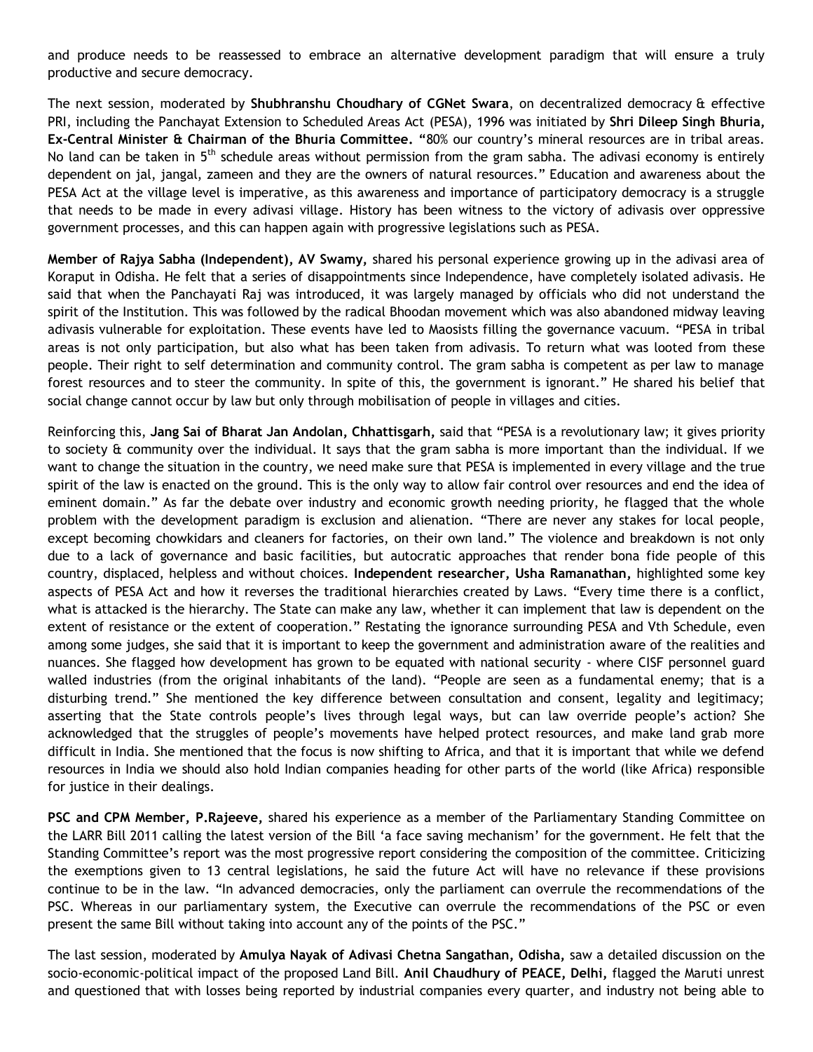and produce needs to be reassessed to embrace an alternative development paradigm that will ensure a truly productive and secure democracy.

The next session, moderated by **Shubhranshu Choudhary of CGNet Swara**, on decentralized democracy & effective PRI, including the Panchayat Extension to Scheduled Areas Act (PESA), 1996 was initiated by **Shri Dileep Singh Bhuria, Ex-Central Minister & Chairman of the Bhuria Committee.** "80% our country's mineral resources are in tribal areas. No land can be taken in 5$^{th}$ schedule areas without permission from the gram sabha. The adivasi economy is entirely dependent on jal, jangal, zameen and they are the owners of natural resources." Education and awareness about the PESA Act at the village level is imperative, as this awareness and importance of participatory democracy is a struggle that needs to be made in every adivasi village. History has been witness to the victory of adivasis over oppressive government processes, and this can happen again with progressive legislations such as PESA.

**Member of Rajya Sabha (Independent), AV Swamy,** shared his personal experience growing up in the adivasi area of Koraput in Odisha. He felt that a series of disappointments since Independence, have completely isolated adivasis. He said that when the Panchayati Raj was introduced, it was largely managed by officials who did not understand the spirit of the Institution. This was followed by the radical Bhoodan movement which was also abandoned midway leaving adivasis vulnerable for exploitation. These events have led to Maosists filling the governance vacuum. "PESA in tribal areas is not only participation, but also what has been taken from adivasis. To return what was looted from these people. Their right to self determination and community control. The gram sabha is competent as per law to manage forest resources and to steer the community. In spite of this, the government is ignorant." He shared his belief that social change cannot occur by law but only through mobilisation of people in villages and cities.

Reinforcing this, **Jang Sai of Bharat Jan Andolan, Chhattisgarh,** said that "PESA is a revolutionary law; it gives priority to society & community over the individual. It says that the gram sabha is more important than the individual. If we want to change the situation in the country, we need make sure that PESA is implemented in every village and the true spirit of the law is enacted on the ground. This is the only way to allow fair control over resources and end the idea of eminent domain." As far the debate over industry and economic growth needing priority, he flagged that the whole problem with the development paradigm is exclusion and alienation. "There are never any stakes for local people, except becoming chowkidars and cleaners for factories, on their own land." The violence and breakdown is not only due to a lack of governance and basic facilities, but autocratic approaches that render bona fide people of this country, displaced, helpless and without choices. **Independent researcher, Usha Ramanathan,** highlighted some key aspects of PESA Act and how it reverses the traditional hierarchies created by Laws. "Every time there is a conflict, what is attacked is the hierarchy. The State can make any law, whether it can implement that law is dependent on the extent of resistance or the extent of cooperation." Restating the ignorance surrounding PESA and Vth Schedule, even among some judges, she said that it is important to keep the government and administration aware of the realities and nuances. She flagged how development has grown to be equated with national security - where CISF personnel guard walled industries (from the original inhabitants of the land). "People are seen as a fundamental enemy; that is a disturbing trend." She mentioned the key difference between consultation and consent, legality and legitimacy; asserting that the State controls people's lives through legal ways, but can law override people's action? She acknowledged that the struggles of people's movements have helped protect resources, and make land grab more difficult in India. She mentioned that the focus is now shifting to Africa, and that it is important that while we defend resources in India we should also hold Indian companies heading for other parts of the world (like Africa) responsible for justice in their dealings.

**PSC and CPM Member, P.Rajeeve,** shared his experience as a member of the Parliamentary Standing Committee on the LARR Bill 2011 calling the latest version of the Bill 'a face saving mechanism' for the government. He felt that the Standing Committee's report was the most progressive report considering the composition of the committee. Criticizing the exemptions given to 13 central legislations, he said the future Act will have no relevance if these provisions continue to be in the law. "In advanced democracies, only the parliament can overrule the recommendations of the PSC. Whereas in our parliamentary system, the Executive can overrule the recommendations of the PSC or even present the same Bill without taking into account any of the points of the PSC."

The last session, moderated by **Amulya Nayak of Adivasi Chetna Sangathan, Odisha,** saw a detailed discussion on the socio-economic-political impact of the proposed Land Bill. **Anil Chaudhury of PEACE, Delhi,** flagged the Maruti unrest and questioned that with losses being reported by industrial companies every quarter, and industry not being able to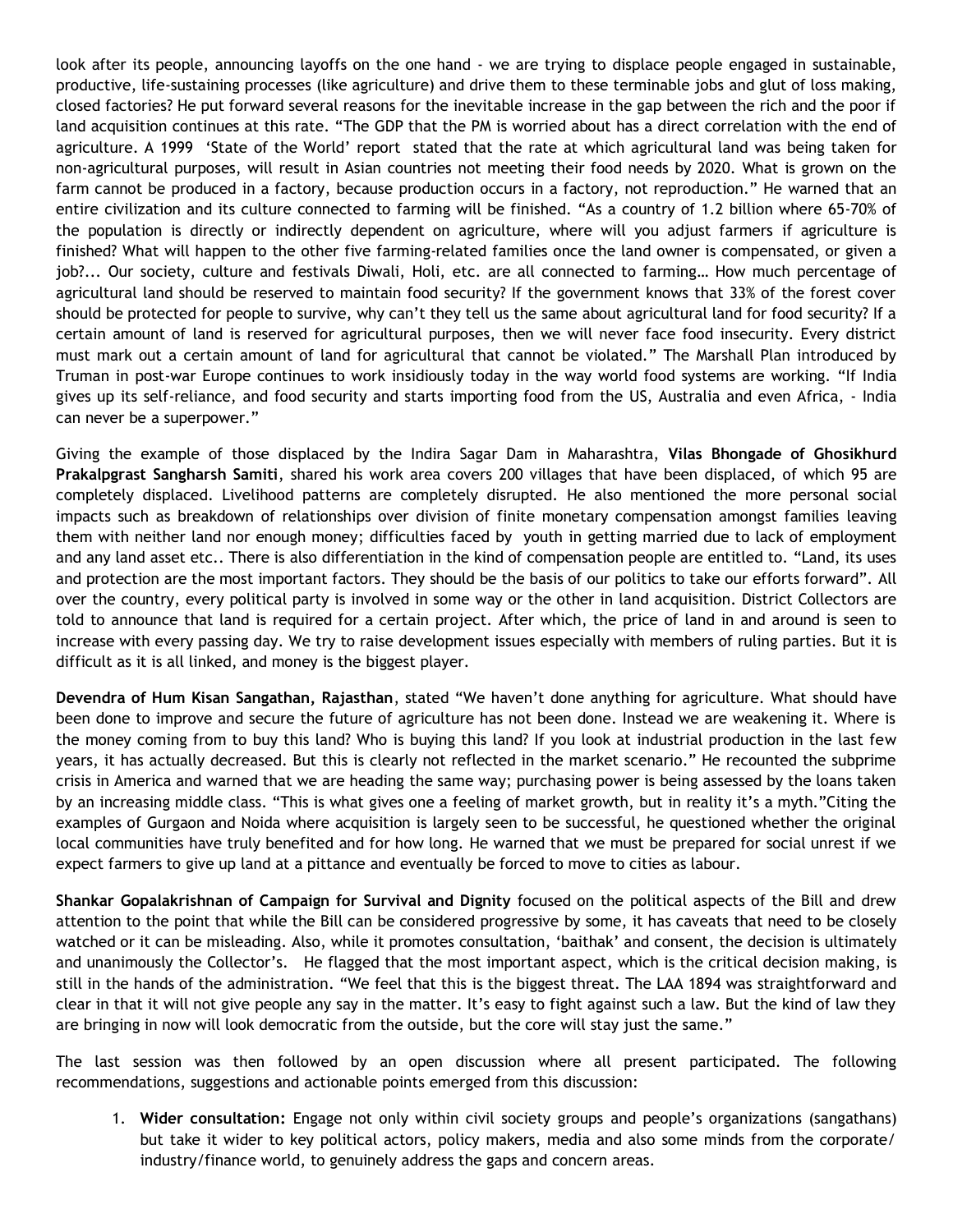look after its people, announcing layoffs on the one hand - we are trying to displace people engaged in sustainable, productive, life-sustaining processes (like agriculture) and drive them to these terminable jobs and glut of loss making, closed factories? He put forward several reasons for the inevitable increase in the gap between the rich and the poor if land acquisition continues at this rate. "The GDP that the PM is worried about has a direct correlation with the end of agriculture. A 1999 'State of the World' report stated that the rate at which agricultural land was being taken for non-agricultural purposes, will result in Asian countries not meeting their food needs by 2020. What is grown on the farm cannot be produced in a factory, because production occurs in a factory, not reproduction." He warned that an entire civilization and its culture connected to farming will be finished. "As a country of 1.2 billion where 65-70% of the population is directly or indirectly dependent on agriculture, where will you adjust farmers if agriculture is finished? What will happen to the other five farming-related families once the land owner is compensated, or given a job?... Our society, culture and festivals Diwali, Holi, etc. are all connected to farming… How much percentage of agricultural land should be reserved to maintain food security? If the government knows that 33% of the forest cover should be protected for people to survive, why can't they tell us the same about agricultural land for food security? If a certain amount of land is reserved for agricultural purposes, then we will never face food insecurity. Every district must mark out a certain amount of land for agricultural that cannot be violated." The Marshall Plan introduced by Truman in post-war Europe continues to work insidiously today in the way world food systems are working. "If India gives up its self-reliance, and food security and starts importing food from the US, Australia and even Africa, - India can never be a superpower."

Giving the example of those displaced by the Indira Sagar Dam in Maharashtra, **Vilas Bhongade of Ghosikhurd Prakalpgrast Sangharsh Samiti**, shared his work area covers 200 villages that have been displaced, of which 95 are completely displaced. Livelihood patterns are completely disrupted. He also mentioned the more personal social impacts such as breakdown of relationships over division of finite monetary compensation amongst families leaving them with neither land nor enough money; difficulties faced by youth in getting married due to lack of employment and any land asset etc.. There is also differentiation in the kind of compensation people are entitled to. "Land, its uses and protection are the most important factors. They should be the basis of our politics to take our efforts forward". All over the country, every political party is involved in some way or the other in land acquisition. District Collectors are told to announce that land is required for a certain project. After which, the price of land in and around is seen to increase with every passing day. We try to raise development issues especially with members of ruling parties. But it is difficult as it is all linked, and money is the biggest player.

**Devendra of Hum Kisan Sangathan, Rajasthan**, stated "We haven't done anything for agriculture. What should have been done to improve and secure the future of agriculture has not been done. Instead we are weakening it. Where is the money coming from to buy this land? Who is buying this land? If you look at industrial production in the last few years, it has actually decreased. But this is clearly not reflected in the market scenario." He recounted the subprime crisis in America and warned that we are heading the same way; purchasing power is being assessed by the loans taken by an increasing middle class. "This is what gives one a feeling of market growth, but in reality it's a myth."Citing the examples of Gurgaon and Noida where acquisition is largely seen to be successful, he questioned whether the original local communities have truly benefited and for how long. He warned that we must be prepared for social unrest if we expect farmers to give up land at a pittance and eventually be forced to move to cities as labour.

**Shankar Gopalakrishnan of Campaign for Survival and Dignity** focused on the political aspects of the Bill and drew attention to the point that while the Bill can be considered progressive by some, it has caveats that need to be closely watched or it can be misleading. Also, while it promotes consultation, 'baithak' and consent, the decision is ultimately and unanimously the Collector's. He flagged that the most important aspect, which is the critical decision making, is still in the hands of the administration. "We feel that this is the biggest threat. The LAA 1894 was straightforward and clear in that it will not give people any say in the matter. It's easy to fight against such a law. But the kind of law they are bringing in now will look democratic from the outside, but the core will stay just the same."

The last session was then followed by an open discussion where all present participated. The following recommendations, suggestions and actionable points emerged from this discussion:

1. **Wider consultation:** Engage not only within civil society groups and people's organizations (sangathans) but take it wider to key political actors, policy makers, media and also some minds from the corporate/ industry/finance world, to genuinely address the gaps and concern areas.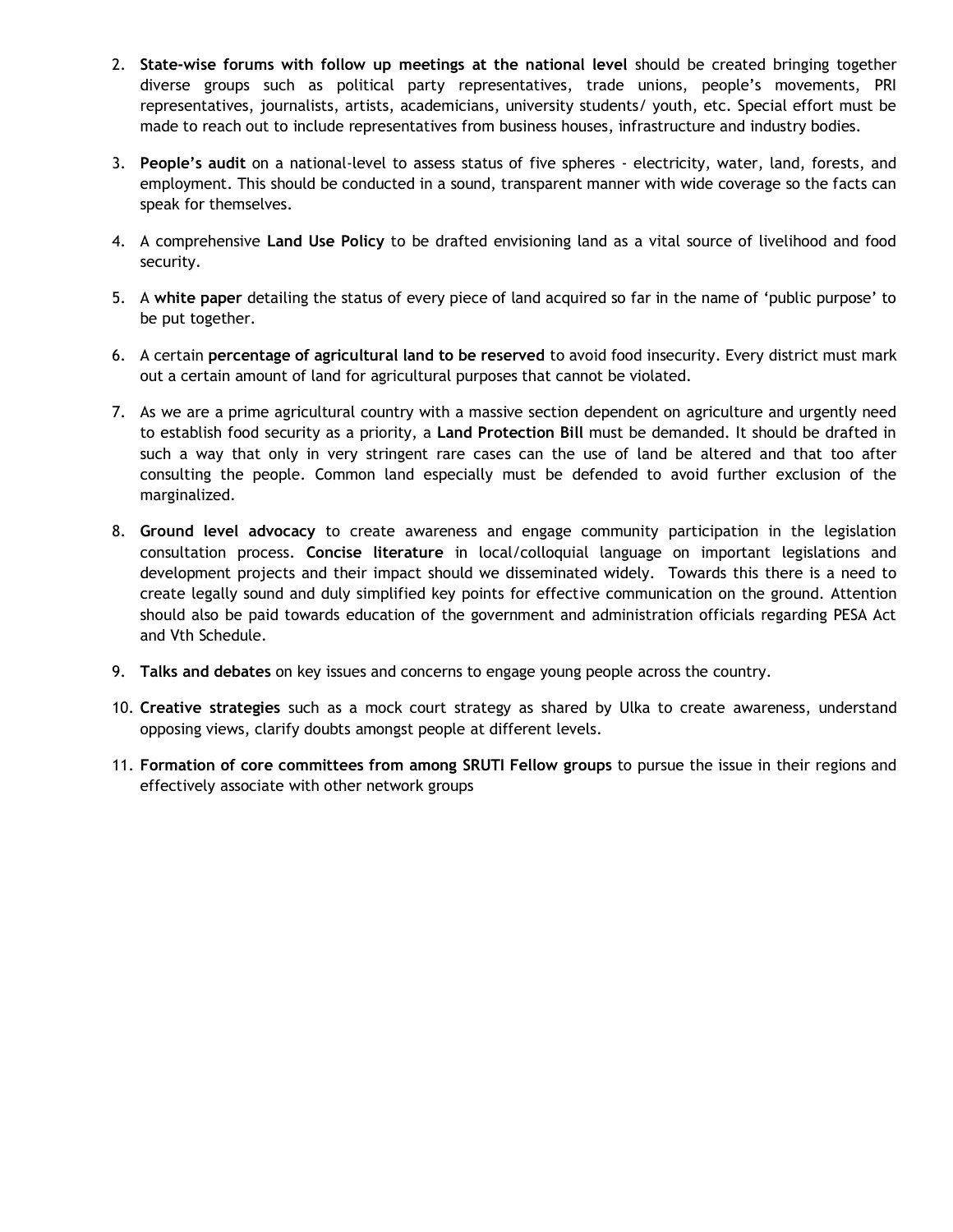2. **State-wise forums with follow up meetings at the national level** should be created bringing together diverse groups such as political party representatives, trade unions, people's movements, PRI representatives, journalists, artists, academicians, university students/ youth, etc. Special effort must be made to reach out to include representatives from business houses, infrastructure and industry bodies.

3. **People's audit** on a national-level to assess status of five spheres - electricity, water, land, forests, and employment. This should be conducted in a sound, transparent manner with wide coverage so the facts can speak for themselves.

4. A comprehensive **Land Use Policy** to be drafted envisioning land as a vital source of livelihood and food security.

5. A **white paper** detailing the status of every piece of land acquired so far in the name of 'public purpose' to be put together.

6. A certain **percentage of agricultural land to be reserved** to avoid food insecurity. Every district must mark out a certain amount of land for agricultural purposes that cannot be violated.

7. As we are a prime agricultural country with a massive section dependent on agriculture and urgently need to establish food security as a priority, a **Land Protection Bill** must be demanded. It should be drafted in such a way that only in very stringent rare cases can the use of land be altered and that too after consulting the people. Common land especially must be defended to avoid further exclusion of the marginalized.

8. **Ground level advocacy** to create awareness and engage community participation in the legislation consultation process. **Concise literature** in local/colloquial language on important legislations and development projects and their impact should we disseminated widely. Towards this there is a need to create legally sound and duly simplified key points for effective communication on the ground. Attention should also be paid towards education of the government and administration officials regarding PESA Act and Vth Schedule.

9. **Talks and debates** on key issues and concerns to engage young people across the country.

10. **Creative strategies** such as a mock court strategy as shared by Ulka to create awareness, understand opposing views, clarify doubts amongst people at different levels.

11. **Formation of core committees from among SRUTI Fellow groups** to pursue the issue in their regions and effectively associate with other network groups